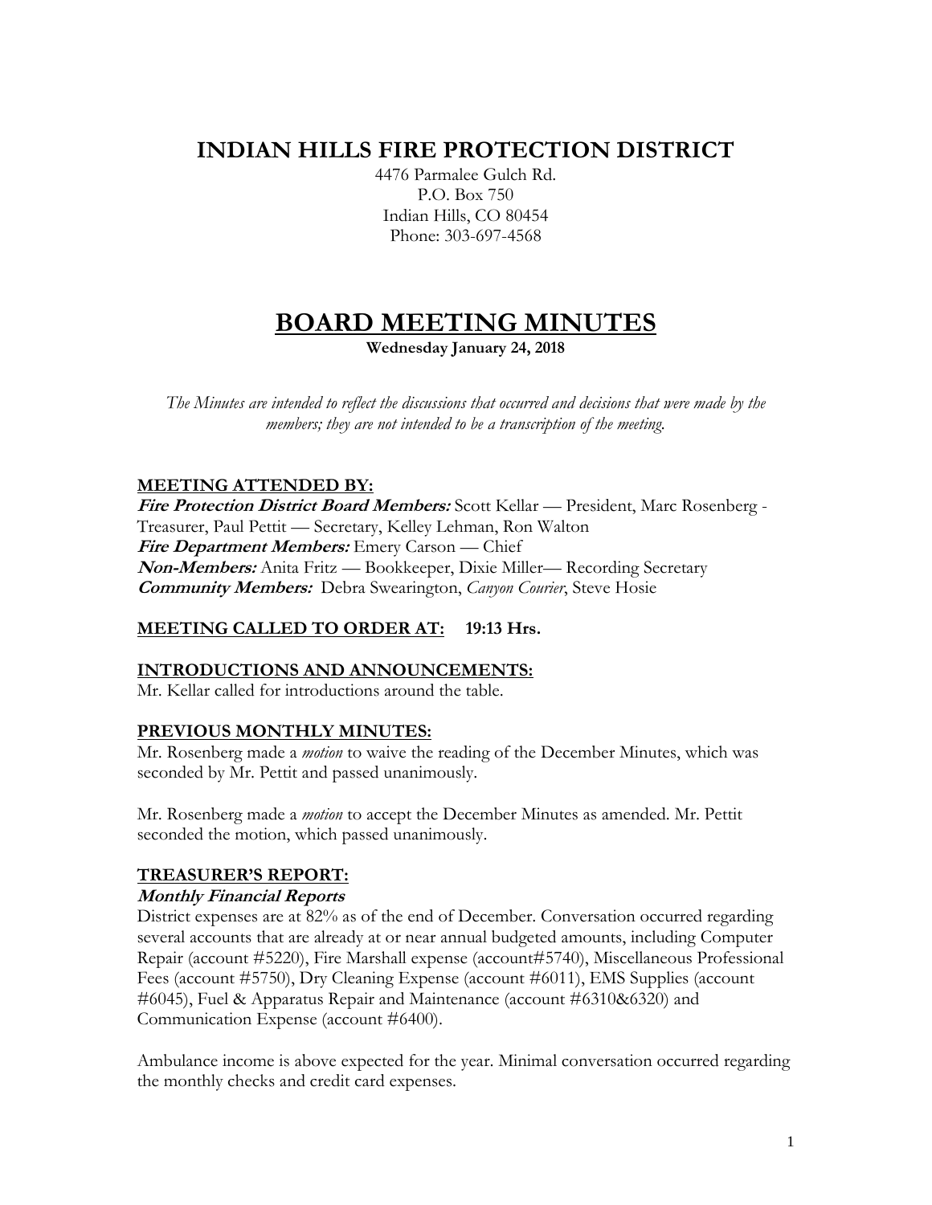# INDIAN HILLS FIRE PROTECTION DISTRICT

4476 Parmalee Gulch Rd.
P.O. Box 750
Indian Hills, CO 80454
Phone: 303-697-4568

## BOARD MEETING MINUTES

**Wednesday January 24, 2018**

*The Minutes are intended to reflect the discussions that occurred and decisions that were made by the members; they are not intended to be a transcription of the meeting.*

### MEETING ATTENDED BY:

***Fire Protection District Board Members:*** Scott Kellar — President, Marc Rosenberg - Treasurer, Paul Pettit — Secretary, Kelley Lehman, Ron Walton
***Fire Department Members:*** Emery Carson — Chief
***Non-Members:*** Anita Fritz — Bookkeeper, Dixie Miller— Recording Secretary
***Community Members:*** Debra Swearington, *Canyon Courier*, Steve Hosie

### MEETING CALLED TO ORDER AT: 19:13 Hrs.

### INTRODUCTIONS AND ANNOUNCEMENTS:

Mr. Kellar called for introductions around the table.

### PREVIOUS MONTHLY MINUTES:

Mr. Rosenberg made a *motion* to waive the reading of the December Minutes, which was seconded by Mr. Pettit and passed unanimously.

Mr. Rosenberg made a *motion* to accept the December Minutes as amended. Mr. Pettit seconded the motion, which passed unanimously.

### TREASURER'S REPORT:

***Monthly Financial Reports***

District expenses are at 82% as of the end of December. Conversation occurred regarding several accounts that are already at or near annual budgeted amounts, including Computer Repair (account #5220), Fire Marshall expense (account#5740), Miscellaneous Professional Fees (account #5750), Dry Cleaning Expense (account #6011), EMS Supplies (account #6045), Fuel & Apparatus Repair and Maintenance (account #6310&6320) and Communication Expense (account #6400).

Ambulance income is above expected for the year. Minimal conversation occurred regarding the monthly checks and credit card expenses.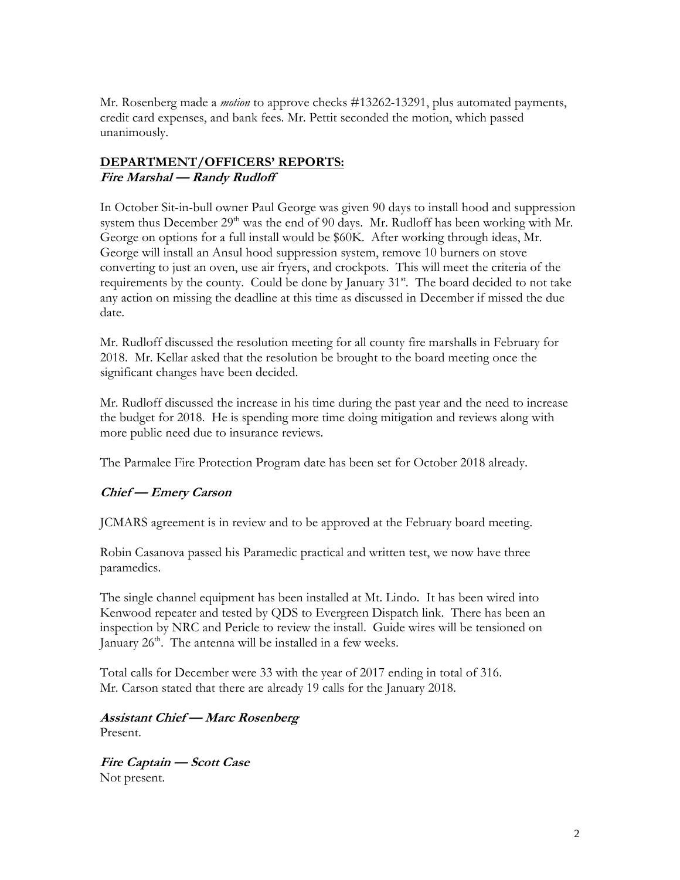Mr. Rosenberg made a *motion* to approve checks #13262-13291, plus automated payments, credit card expenses, and bank fees. Mr. Pettit seconded the motion, which passed unanimously.

## DEPARTMENT/OFFICERS' REPORTS:

### *Fire Marshal — Randy Rudloff*

In October Sit-in-bull owner Paul George was given 90 days to install hood and suppression system thus December 29th was the end of 90 days. Mr. Rudloff has been working with Mr. George on options for a full install would be $60K. After working through ideas, Mr. George will install an Ansul hood suppression system, remove 10 burners on stove converting to just an oven, use air fryers, and crockpots. This will meet the criteria of the requirements by the county. Could be done by January 31st. The board decided to not take any action on missing the deadline at this time as discussed in December if missed the due date.

Mr. Rudloff discussed the resolution meeting for all county fire marshalls in February for 2018. Mr. Kellar asked that the resolution be brought to the board meeting once the significant changes have been decided.

Mr. Rudloff discussed the increase in his time during the past year and the need to increase the budget for 2018. He is spending more time doing mitigation and reviews along with more public need due to insurance reviews.

The Parmalee Fire Protection Program date has been set for October 2018 already.

### *Chief — Emery Carson*

JCMARS agreement is in review and to be approved at the February board meeting.

Robin Casanova passed his Paramedic practical and written test, we now have three paramedics.

The single channel equipment has been installed at Mt. Lindo. It has been wired into Kenwood repeater and tested by QDS to Evergreen Dispatch link. There has been an inspection by NRC and Pericle to review the install. Guide wires will be tensioned on January 26th. The antenna will be installed in a few weeks.

Total calls for December were 33 with the year of 2017 ending in total of 316.
Mr. Carson stated that there are already 19 calls for the January 2018.

### *Assistant Chief — Marc Rosenberg*

Present.

### *Fire Captain — Scott Case*

Not present.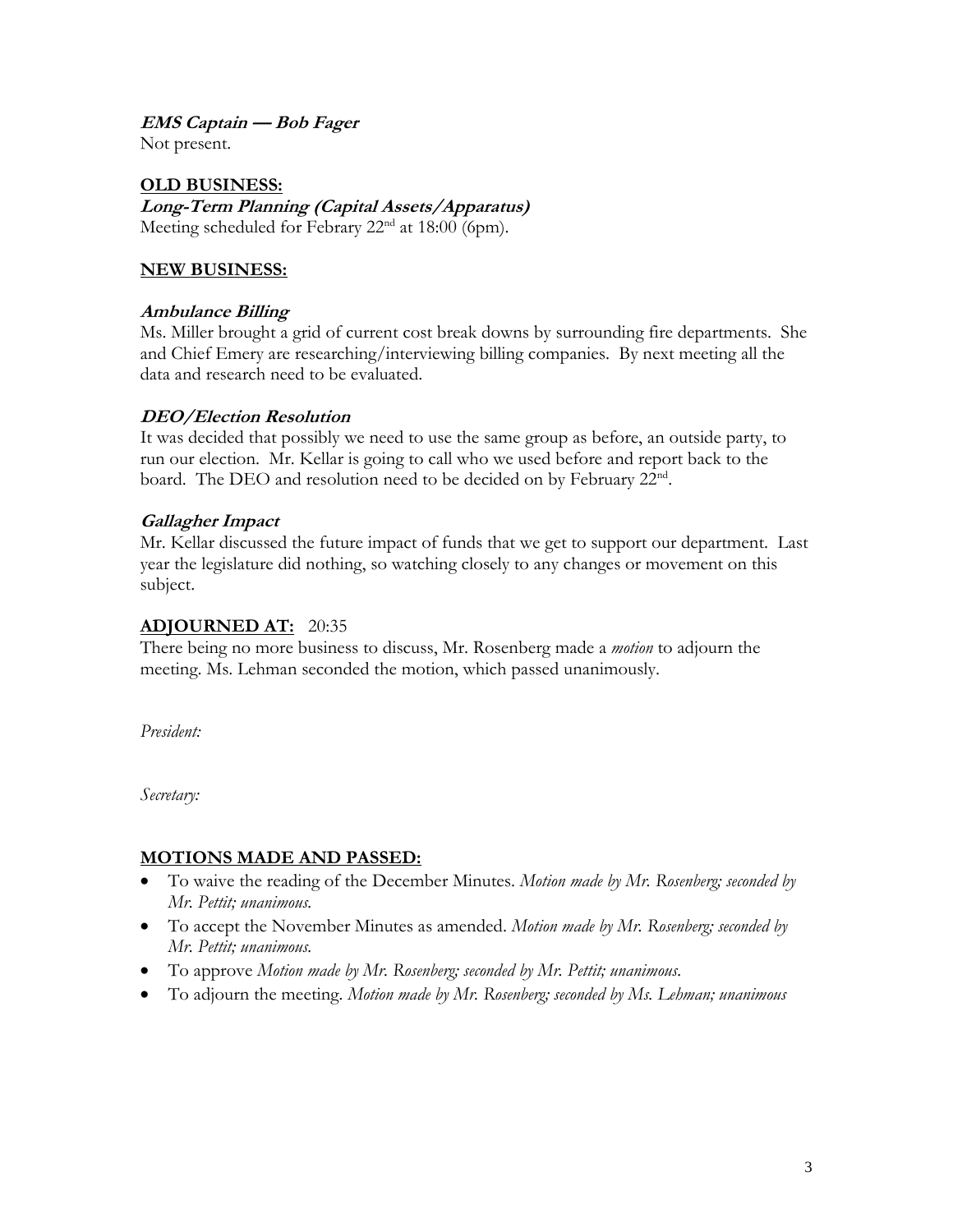***EMS Captain — Bob Fager***
Not present.

**OLD BUSINESS:**

***Long-Term Planning (Capital Assets/Apparatus)***
Meeting scheduled for Febrary 22nd at 18:00 (6pm).

**NEW BUSINESS:**

***Ambulance Billing***
Ms. Miller brought a grid of current cost break downs by surrounding fire departments. She and Chief Emery are researching/interviewing billing companies. By next meeting all the data and research need to be evaluated.

***DEO/Election Resolution***
It was decided that possibly we need to use the same group as before, an outside party, to run our election. Mr. Kellar is going to call who we used before and report back to the board. The DEO and resolution need to be decided on by February 22nd.

***Gallagher Impact***
Mr. Kellar discussed the future impact of funds that we get to support our department. Last year the legislature did nothing, so watching closely to any changes or movement on this subject.

**ADJOURNED AT:** 20:35
There being no more business to discuss, Mr. Rosenberg made a *motion* to adjourn the meeting. Ms. Lehman seconded the motion, which passed unanimously.

*President:*

*Secretary:*

**MOTIONS MADE AND PASSED:**

- To waive the reading of the December Minutes. *Motion made by Mr. Rosenberg; seconded by Mr. Pettit; unanimous.*
- To accept the November Minutes as amended. *Motion made by Mr. Rosenberg; seconded by Mr. Pettit; unanimous.*
- To approve *Motion made by Mr. Rosenberg; seconded by Mr. Pettit; unanimous.*
- To adjourn the meeting. *Motion made by Mr. Rosenberg; seconded by Ms. Lehman; unanimous*